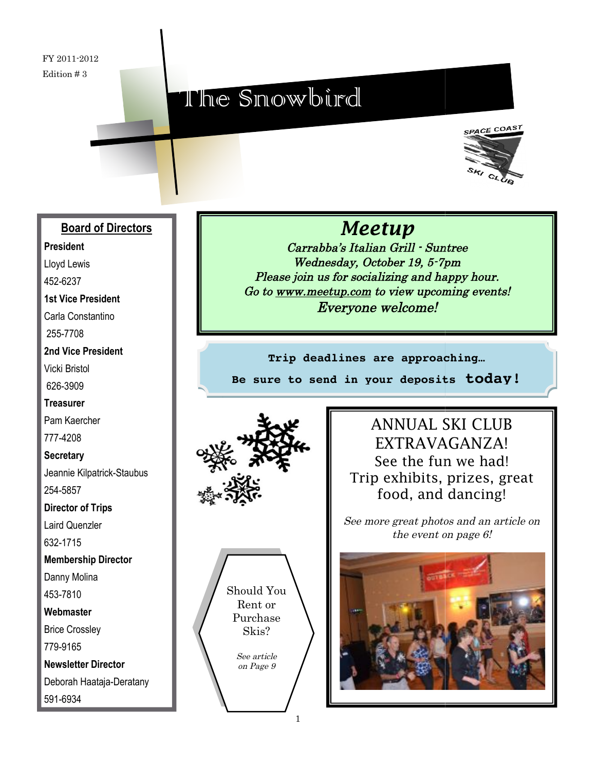FY 2011-2012

Edition # 3

# The Snowbird

SPACE COAST SKI CLUB

## Board of Directors

**President**
Lloyd Lewis
452-6237

**1st Vice President**
Carla Constantino
255-7708

**2nd Vice President**
Vicki Bristol
626-3909

**Treasurer**
Pam Kaercher
777-4208

**Secretary**
Jeannie Kilpatrick-Staubus
254-5857

**Director of Trips**
Laird Quenzler
632-1715

**Membership Director**
Danny Molina
453-7810

**Webmaster**
Brice Crossley
779-9165

**Newsletter Director**
Deborah Haataja-Deratany
591-6934

## *Meetup*

*Carrabba's Italian Grill - Suntree*
*Wednesday, October 19, 5-7pm*
*Please join us for socializing and happy hour.*
*Go to www.meetup.com to view upcoming events!*
*Everyone welcome!*

**Trip deadlines are approaching…**
**Be sure to send in your deposits today!**

## ANNUAL SKI CLUB EXTRAVAGANZA!

See the fun we had!
Trip exhibits, prizes, great food, and dancing!

*See more great photos and an article on the event on page 6!*

Should You Rent or Purchase Skis?

*See article on Page 9*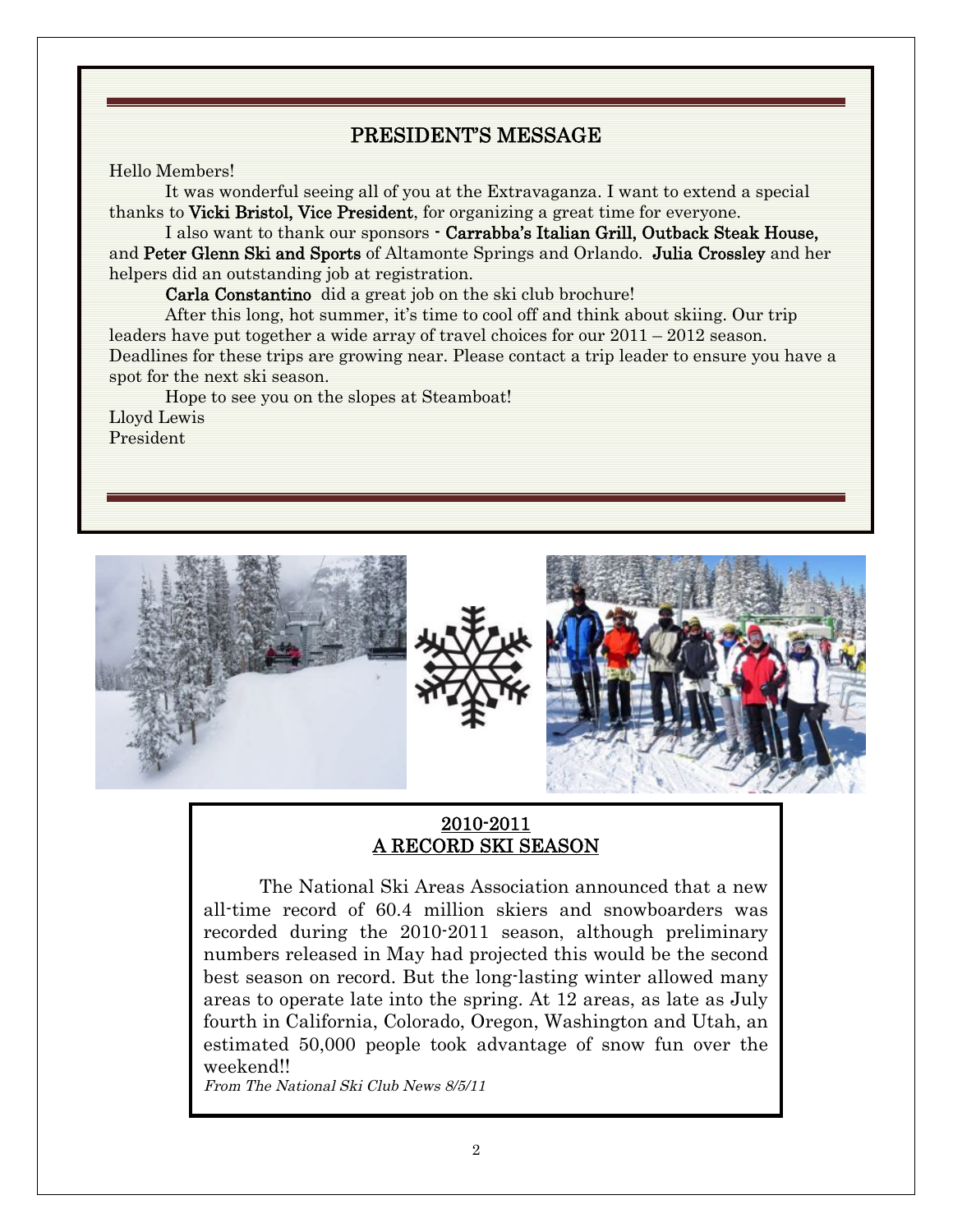## PRESIDENT'S MESSAGE

Hello Members!

It was wonderful seeing all of you at the Extravaganza. I want to extend a special thanks to **Vicki Bristol, Vice President**, for organizing a great time for everyone.

I also want to thank our sponsors - **Carrabba's Italian Grill, Outback Steak House,** and **Peter Glenn Ski and Sports** of Altamonte Springs and Orlando. **Julia Crossley** and her helpers did an outstanding job at registration.

**Carla Constantino** did a great job on the ski club brochure!

After this long, hot summer, it's time to cool off and think about skiing. Our trip leaders have put together a wide array of travel choices for our 2011 – 2012 season. Deadlines for these trips are growing near. Please contact a trip leader to ensure you have a spot for the next ski season.

Hope to see you on the slopes at Steamboat!

Lloyd Lewis
President

## 2010-2011 A RECORD SKI SEASON

The National Ski Areas Association announced that a new all-time record of 60.4 million skiers and snowboarders was recorded during the 2010-2011 season, although preliminary numbers released in May had projected this would be the second best season on record. But the long-lasting winter allowed many areas to operate late into the spring. At 12 areas, as late as July fourth in California, Colorado, Oregon, Washington and Utah, an estimated 50,000 people took advantage of snow fun over the weekend!!

*From The National Ski Club News 8/5/11*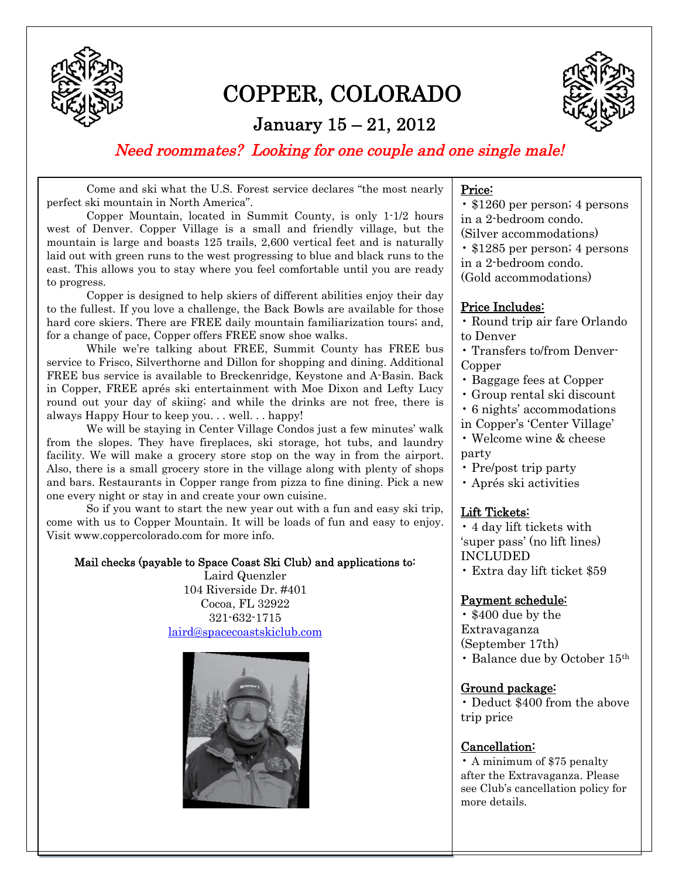# COPPER, COLORADO

## January 15 – 21, 2012

*Need roommates? Looking for one couple and one single male!*

Come and ski what the U.S. Forest service declares "the most nearly perfect ski mountain in North America".

Copper Mountain, located in Summit County, is only 1-1/2 hours west of Denver. Copper Village is a small and friendly village, but the mountain is large and boasts 125 trails, 2,600 vertical feet and is naturally laid out with green runs to the west progressing to blue and black runs to the east. This allows you to stay where you feel comfortable until you are ready to progress.

Copper is designed to help skiers of different abilities enjoy their day to the fullest. If you love a challenge, the Back Bowls are available for those hard core skiers. There are FREE daily mountain familiarization tours; and, for a change of pace, Copper offers FREE snow shoe walks.

While we're talking about FREE, Summit County has FREE bus service to Frisco, Silverthorne and Dillon for shopping and dining. Additional FREE bus service is available to Breckenridge, Keystone and A-Basin. Back in Copper, FREE aprés ski entertainment with Moe Dixon and Lefty Lucy round out your day of skiing; and while the drinks are not free, there is always Happy Hour to keep you. . . well. . . happy!

We will be staying in Center Village Condos just a few minutes' walk from the slopes. They have fireplaces, ski storage, hot tubs, and laundry facility. We will make a grocery store stop on the way in from the airport. Also, there is a small grocery store in the village along with plenty of shops and bars. Restaurants in Copper range from pizza to fine dining. Pick a new one every night or stay in and create your own cuisine.

So if you want to start the new year out with a fun and easy ski trip, come with us to Copper Mountain. It will be loads of fun and easy to enjoy. Visit www.coppercolorado.com for more info.

**Mail checks (payable to Space Coast Ski Club) and applications to:**

Laird Quenzler
104 Riverside Dr. #401
Cocoa, FL 32922
321-632-1715
laird@spacecoastskiclub.com

**Price:**

- $1260 per person; 4 persons in a 2-bedroom condo. (Silver accommodations)
- $1285 per person; 4 persons in a 2-bedroom condo. (Gold accommodations)

**Price Includes:**

- Round trip air fare Orlando to Denver
- Transfers to/from Denver-Copper
- Baggage fees at Copper
- Group rental ski discount
- 6 nights' accommodations in Copper's 'Center Village'
- Welcome wine & cheese party
- Pre/post trip party
- Aprés ski activities

**Lift Tickets:**

- 4 day lift tickets with 'super pass' (no lift lines) INCLUDED
- Extra day lift ticket $59

**Payment schedule:**

- $400 due by the Extravaganza (September 17th)
- Balance due by October 15th

**Ground package:**

- Deduct $400 from the above trip price

**Cancellation:**

- A minimum of $75 penalty after the Extravaganza. Please see Club's cancellation policy for more details.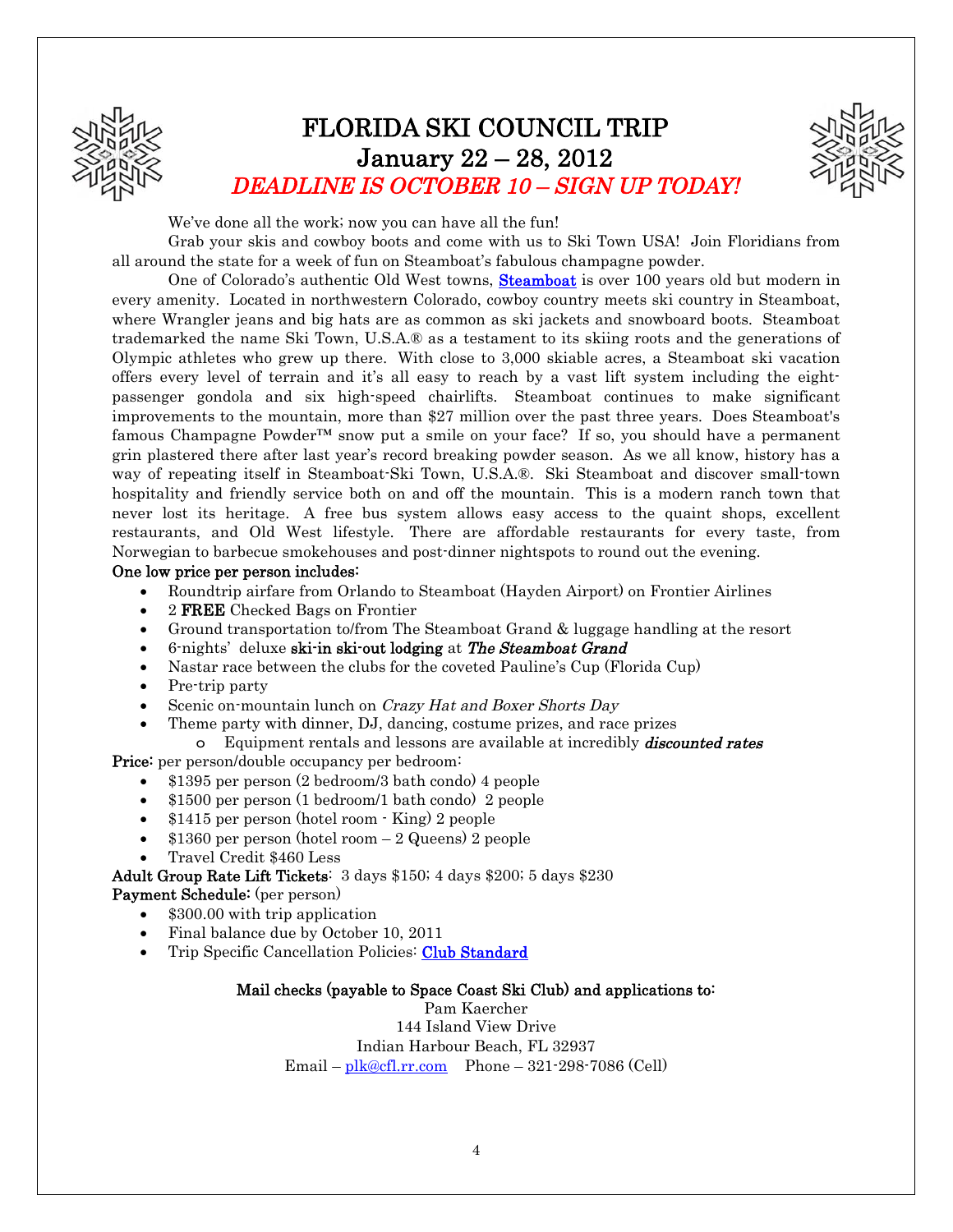# FLORIDA SKI COUNCIL TRIP

## January 22 – 28, 2012

***DEADLINE IS OCTOBER 10 – SIGN UP TODAY!***

We've done all the work; now you can have all the fun!

Grab your skis and cowboy boots and come with us to Ski Town USA! Join Floridians from all around the state for a week of fun on Steamboat's fabulous champagne powder.

One of Colorado's authentic Old West towns, **Steamboat** is over 100 years old but modern in every amenity. Located in northwestern Colorado, cowboy country meets ski country in Steamboat, where Wrangler jeans and big hats are as common as ski jackets and snowboard boots. Steamboat trademarked the name Ski Town, U.S.A.® as a testament to its skiing roots and the generations of Olympic athletes who grew up there. With close to 3,000 skiable acres, a Steamboat ski vacation offers every level of terrain and it's all easy to reach by a vast lift system including the eight-passenger gondola and six high-speed chairlifts. Steamboat continues to make significant improvements to the mountain, more than $27 million over the past three years. Does Steamboat's famous Champagne Powder™ snow put a smile on your face? If so, you should have a permanent grin plastered there after last year's record breaking powder season. As we all know, history has a way of repeating itself in Steamboat-Ski Town, U.S.A.®. Ski Steamboat and discover small-town hospitality and friendly service both on and off the mountain. This is a modern ranch town that never lost its heritage. A free bus system allows easy access to the quaint shops, excellent restaurants, and Old West lifestyle. There are affordable restaurants for every taste, from Norwegian to barbecue smokehouses and post-dinner nightspots to round out the evening.

**One low price per person includes:**

- Roundtrip airfare from Orlando to Steamboat (Hayden Airport) on Frontier Airlines
- 2 **FREE** Checked Bags on Frontier
- Ground transportation to/from The Steamboat Grand & luggage handling at the resort
- 6-nights' deluxe **ski-in ski-out lodging** at ***The Steamboat Grand***
- Nastar race between the clubs for the coveted Pauline's Cup (Florida Cup)
- Pre-trip party
- Scenic on-mountain lunch on *Crazy Hat and Boxer Shorts Day*
- Theme party with dinner, DJ, dancing, costume prizes, and race prizes
  - Equipment rentals and lessons are available at incredibly ***discounted rates***

**Price:** per person/double occupancy per bedroom:

- $1395 per person (2 bedroom/3 bath condo) 4 people
- $1500 per person (1 bedroom/1 bath condo) 2 people
- $1415 per person (hotel room - King) 2 people
- $1360 per person (hotel room – 2 Queens) 2 people
- Travel Credit $460 Less

**Adult Group Rate Lift Tickets**: 3 days $150; 4 days $200; 5 days $230

**Payment Schedule:** (per person)

- $300.00 with trip application
- Final balance due by October 10, 2011
- Trip Specific Cancellation Policies: Club Standard

**Mail checks (payable to Space Coast Ski Club) and applications to:**

Pam Kaercher
144 Island View Drive
Indian Harbour Beach, FL 32937
Email – plk@cfl.rr.com    Phone – 321-298-7086 (Cell)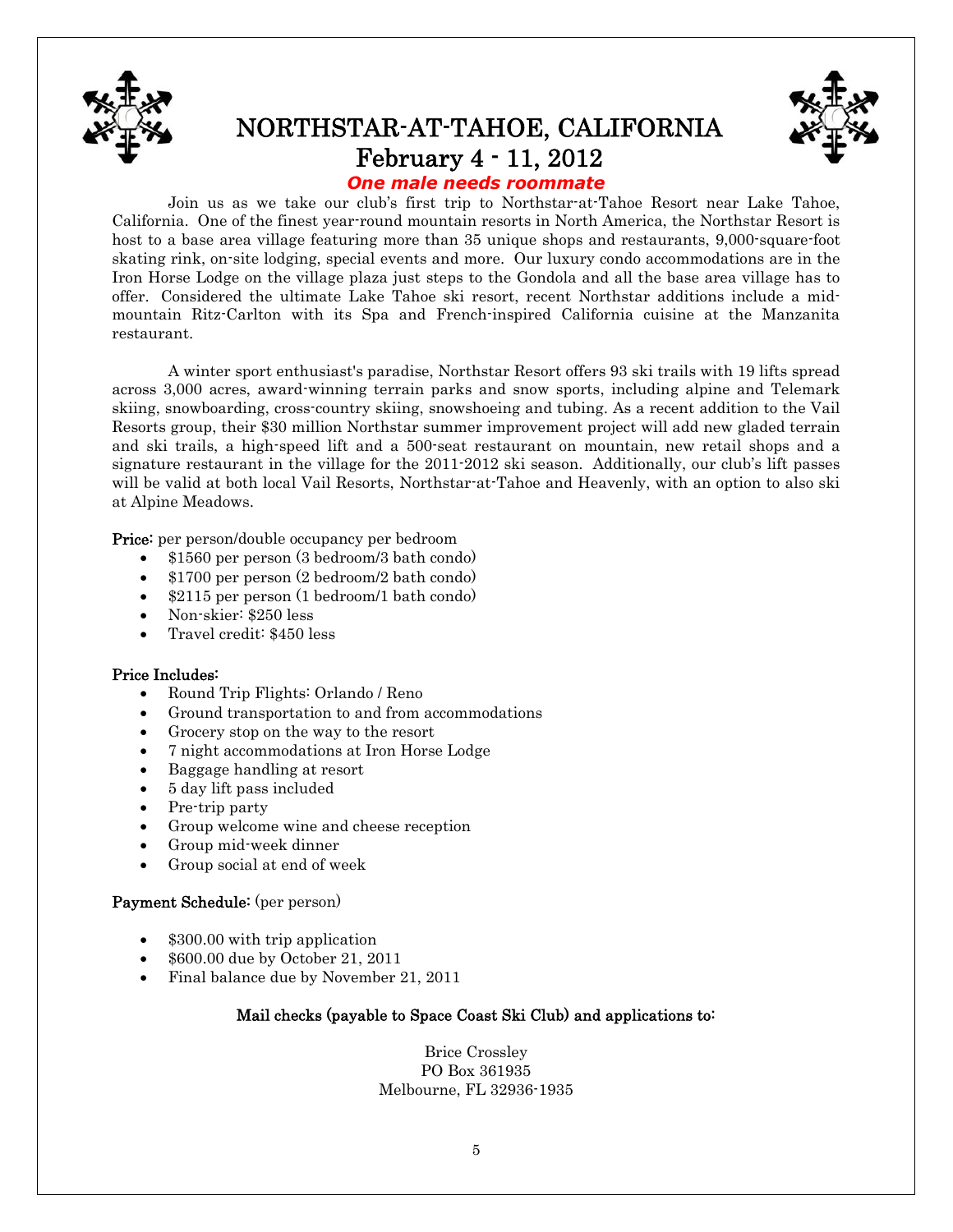# NORTHSTAR-AT-TAHOE, CALIFORNIA
## February 4 - 11, 2012

***One male needs roommate***

Join us as we take our club's first trip to Northstar-at-Tahoe Resort near Lake Tahoe, California. One of the finest year-round mountain resorts in North America, the Northstar Resort is host to a base area village featuring more than 35 unique shops and restaurants, 9,000-square-foot skating rink, on-site lodging, special events and more. Our luxury condo accommodations are in the Iron Horse Lodge on the village plaza just steps to the Gondola and all the base area village has to offer. Considered the ultimate Lake Tahoe ski resort, recent Northstar additions include a mid-mountain Ritz-Carlton with its Spa and French-inspired California cuisine at the Manzanita restaurant.

A winter sport enthusiast's paradise, Northstar Resort offers 93 ski trails with 19 lifts spread across 3,000 acres, award-winning terrain parks and snow sports, including alpine and Telemark skiing, snowboarding, cross-country skiing, snowshoeing and tubing. As a recent addition to the Vail Resorts group, their $30 million Northstar summer improvement project will add new gladed terrain and ski trails, a high-speed lift and a 500-seat restaurant on mountain, new retail shops and a signature restaurant in the village for the 2011-2012 ski season. Additionally, our club's lift passes will be valid at both local Vail Resorts, Northstar-at-Tahoe and Heavenly, with an option to also ski at Alpine Meadows.

**Price:** per person/double occupancy per bedroom

- $1560 per person (3 bedroom/3 bath condo)
- $1700 per person (2 bedroom/2 bath condo)
- $2115 per person (1 bedroom/1 bath condo)
- Non-skier: $250 less
- Travel credit: $450 less

**Price Includes:**

- Round Trip Flights: Orlando / Reno
- Ground transportation to and from accommodations
- Grocery stop on the way to the resort
- 7 night accommodations at Iron Horse Lodge
- Baggage handling at resort
- 5 day lift pass included
- Pre-trip party
- Group welcome wine and cheese reception
- Group mid-week dinner
- Group social at end of week

**Payment Schedule:** (per person)

- $300.00 with trip application
- $600.00 due by October 21, 2011
- Final balance due by November 21, 2011

**Mail checks (payable to Space Coast Ski Club) and applications to:**

Brice Crossley
PO Box 361935
Melbourne, FL 32936-1935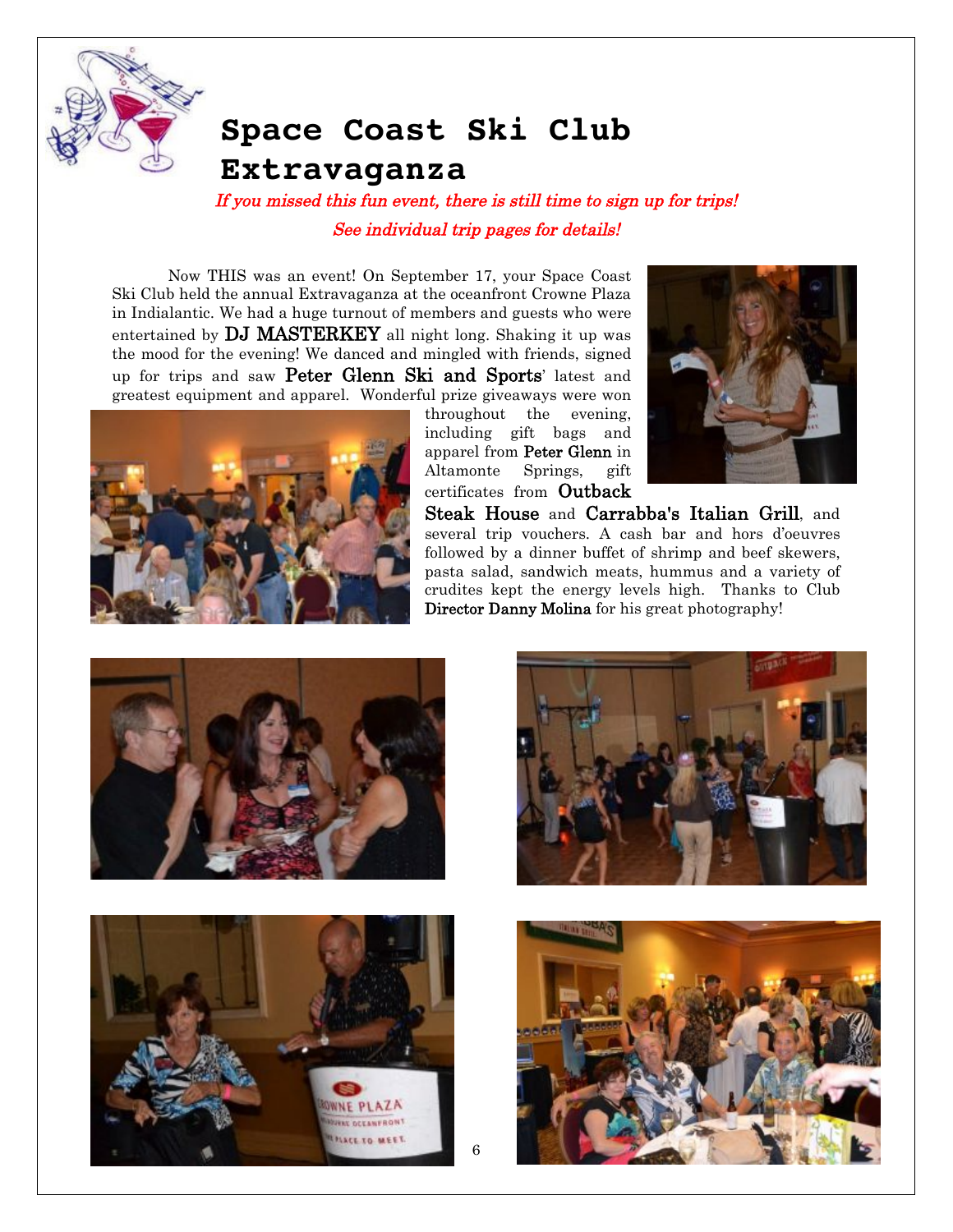# Space Coast Ski Club Extravaganza

*If you missed this fun event, there is still time to sign up for trips!*

*See individual trip pages for details!*

Now THIS was an event! On September 17, your Space Coast Ski Club held the annual Extravaganza at the oceanfront Crowne Plaza in Indialantic. We had a huge turnout of members and guests who were entertained by **DJ MASTERKEY** all night long. Shaking it up was the mood for the evening! We danced and mingled with friends, signed up for trips and saw **Peter Glenn Ski and Sports**' latest and greatest equipment and apparel. Wonderful prize giveaways were won throughout the evening, including gift bags and apparel from **Peter Glenn** in Altamonte Springs, gift certificates from **Outback Steak House** and **Carrabba's Italian Grill**, and several trip vouchers. A cash bar and hors d'oeuvres followed by a dinner buffet of shrimp and beef skewers, pasta salad, sandwich meats, hummus and a variety of crudites kept the energy levels high. Thanks to Club **Director Danny Molina** for his great photography!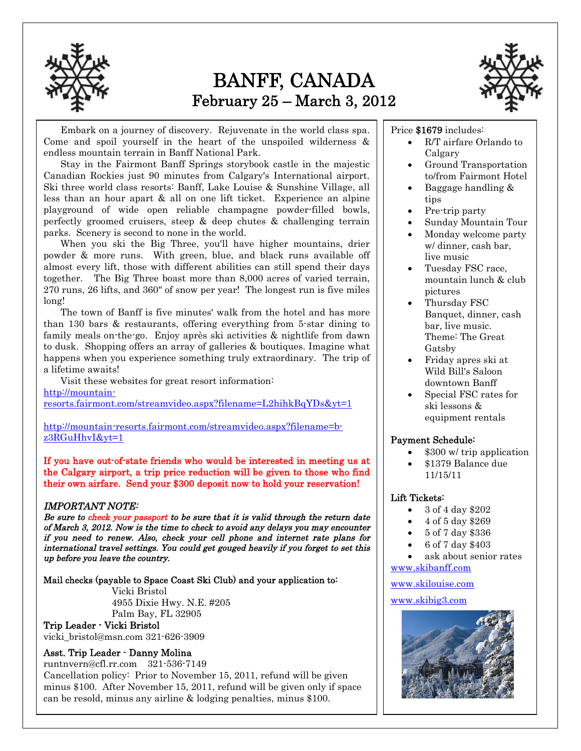# BANFF, CANADA

## February 25 – March 3, 2012

Embark on a journey of discovery. Rejuvenate in the world class spa. Come and spoil yourself in the heart of the unspoiled wilderness & endless mountain terrain in Banff National Park.

Stay in the Fairmont Banff Springs storybook castle in the majestic Canadian Rockies just 90 minutes from Calgary's International airport. Ski three world class resorts: Banff, Lake Louise & Sunshine Village, all less than an hour apart & all on one lift ticket. Experience an alpine playground of wide open reliable champagne powder-filled bowls, perfectly groomed cruisers, steep & deep chutes & challenging terrain parks. Scenery is second to none in the world.

When you ski the Big Three, you'll have higher mountains, drier powder & more runs. With green, blue, and black runs available off almost every lift, those with different abilities can still spend their days together. The Big Three boast more than 8,000 acres of varied terrain, 270 runs, 26 lifts, and 360" of snow per year! The longest run is five miles long!

The town of Banff is five minutes' walk from the hotel and has more than 130 bars & restaurants, offering everything from 5-star dining to family meals on-the-go. Enjoy après ski activities & nightlife from dawn to dusk. Shopping offers an array of galleries & boutiques. Imagine what happens when you experience something truly extraordinary. The trip of a lifetime awaits!

Visit these websites for great resort information:

http://mountain-resorts.fairmont.com/streamvideo.aspx?filename=L2hihkBqYDs&yt=1

http://mountain-resorts.fairmont.com/streamvideo.aspx?filename=b-z3RGuHhvI&yt=1

**If you have out-of-state friends who would be interested in meeting us at the Calgary airport, a trip price reduction will be given to those who find their own airfare. Send your $300 deposit now to hold your reservation!**

*IMPORTANT NOTE:*

***Be sure to check your passport to be sure that it is valid through the return date of March 3, 2012. Now is the time to check to avoid any delays you may encounter if you need to renew. Also, check your cell phone and internet rate plans for international travel settings. You could get gouged heavily if you forget to set this up before you leave the country.***

Mail checks (payable to Space Coast Ski Club) and your application to:

Vicki Bristol
4955 Dixie Hwy. N.E. #205
Palm Bay, FL 32905

**Trip Leader - Vicki Bristol**
vicki_bristol@msn.com 321-626-3909

**Asst. Trip Leader - Danny Molina**
runtnvern@cfl.rr.com 321-536-7149

Cancellation policy: Prior to November 15, 2011, refund will be given minus $100. After November 15, 2011, refund will be given only if space can be resold, minus any airline & lodging penalties, minus $100.

Price **$1679** includes:

- R/T airfare Orlando to Calgary
- Ground Transportation to/from Fairmont Hotel
- Baggage handling & tips
- Pre-trip party
- Sunday Mountain Tour
- Monday welcome party w/ dinner, cash bar, live music
- Tuesday FSC race, mountain lunch & club pictures
- Thursday FSC Banquet, dinner, cash bar, live music. Theme: The Great Gatsby
- Friday apres ski at Wild Bill's Saloon downtown Banff
- Special FSC rates for ski lessons & equipment rentals

**Payment Schedule:**

- $300 w/ trip application
- $1379 Balance due 11/15/11

**Lift Tickets:**

- 3 of 4 day $202
- 4 of 5 day $269
- 5 of 7 day $336
- 6 of 7 day $403
- ask about senior rates

www.skibanff.com

www.skilouise.com

www.skibig3.com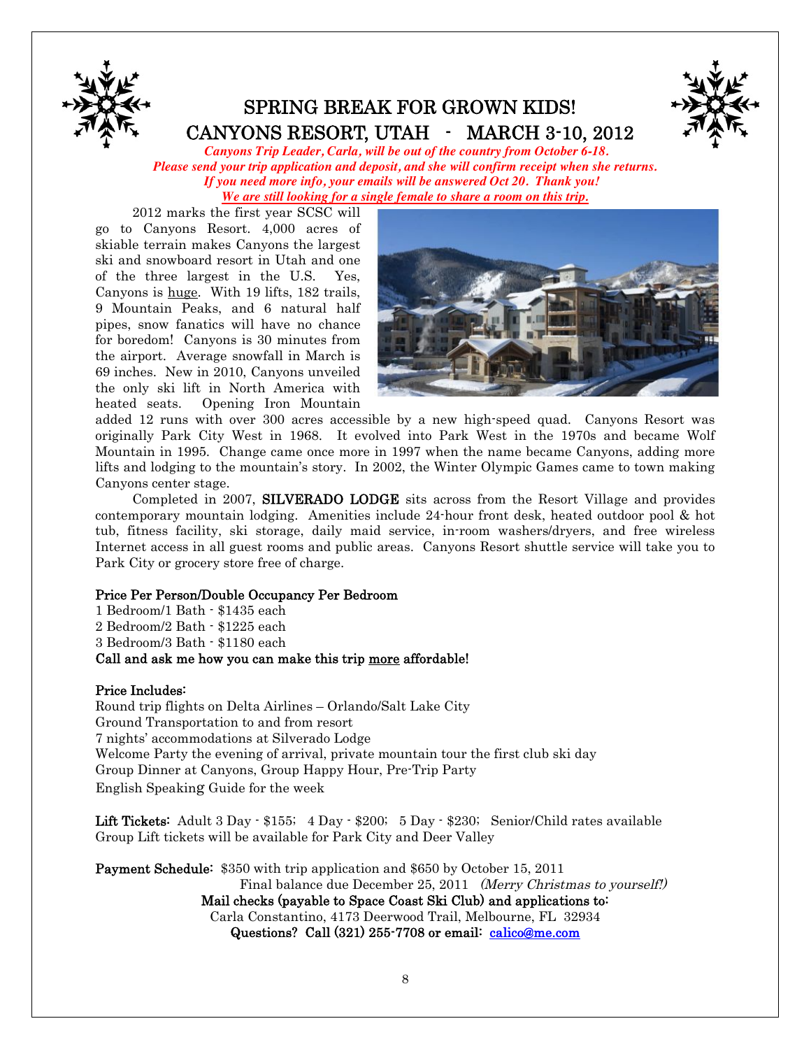# SPRING BREAK FOR GROWN KIDS!

# CANYONS RESORT, UTAH - MARCH 3-10, 2012

***Canyons Trip Leader, Carla, will be out of the country from October 6-18.***
***Please send your trip application and deposit, and she will confirm receipt when she returns.***
***If you need more info, your emails will be answered Oct 20. Thank you!***
***<u>We are still looking for a single female to share a room on this trip.</u>***

2012 marks the first year SCSC will go to Canyons Resort. 4,000 acres of skiable terrain makes Canyons the largest ski and snowboard resort in Utah and one of the three largest in the U.S. Yes, Canyons is <u>huge</u>. With 19 lifts, 182 trails, 9 Mountain Peaks, and 6 natural half pipes, snow fanatics will have no chance for boredom! Canyons is 30 minutes from the airport. Average snowfall in March is 69 inches. New in 2010, Canyons unveiled the only ski lift in North America with heated seats. Opening Iron Mountain added 12 runs with over 300 acres accessible by a new high-speed quad. Canyons Resort was originally Park City West in 1968. It evolved into Park West in the 1970s and became Wolf Mountain in 1995. Change came once more in 1997 when the name became Canyons, adding more lifts and lodging to the mountain's story. In 2002, the Winter Olympic Games came to town making Canyons center stage.

Completed in 2007, **SILVERADO LODGE** sits across from the Resort Village and provides contemporary mountain lodging. Amenities include 24-hour front desk, heated outdoor pool & hot tub, fitness facility, ski storage, daily maid service, in-room washers/dryers, and free wireless Internet access in all guest rooms and public areas. Canyons Resort shuttle service will take you to Park City or grocery store free of charge.

**Price Per Person/Double Occupancy Per Bedroom**
1 Bedroom/1 Bath - $1435 each
2 Bedroom/2 Bath - $1225 each
3 Bedroom/3 Bath - $1180 each
**Call and ask me how you can make this trip <u>more</u> affordable!**

**Price Includes:**
Round trip flights on Delta Airlines – Orlando/Salt Lake City
Ground Transportation to and from resort
7 nights' accommodations at Silverado Lodge
Welcome Party the evening of arrival, private mountain tour the first club ski day
Group Dinner at Canyons, Group Happy Hour, Pre-Trip Party
English Speaking Guide for the week

**Lift Tickets:** Adult 3 Day - $155; 4 Day - $200; 5 Day - $230; Senior/Child rates available
Group Lift tickets will be available for Park City and Deer Valley

**Payment Schedule:** $350 with trip application and $650 by October 15, 2011
Final balance due December 25, 2011 *(Merry Christmas to yourself!)*
**Mail checks (payable to Space Coast Ski Club) and applications to:**
Carla Constantino, 4173 Deerwood Trail, Melbourne, FL 32934
**Questions? Call (321) 255-7708 or email:** calico@me.com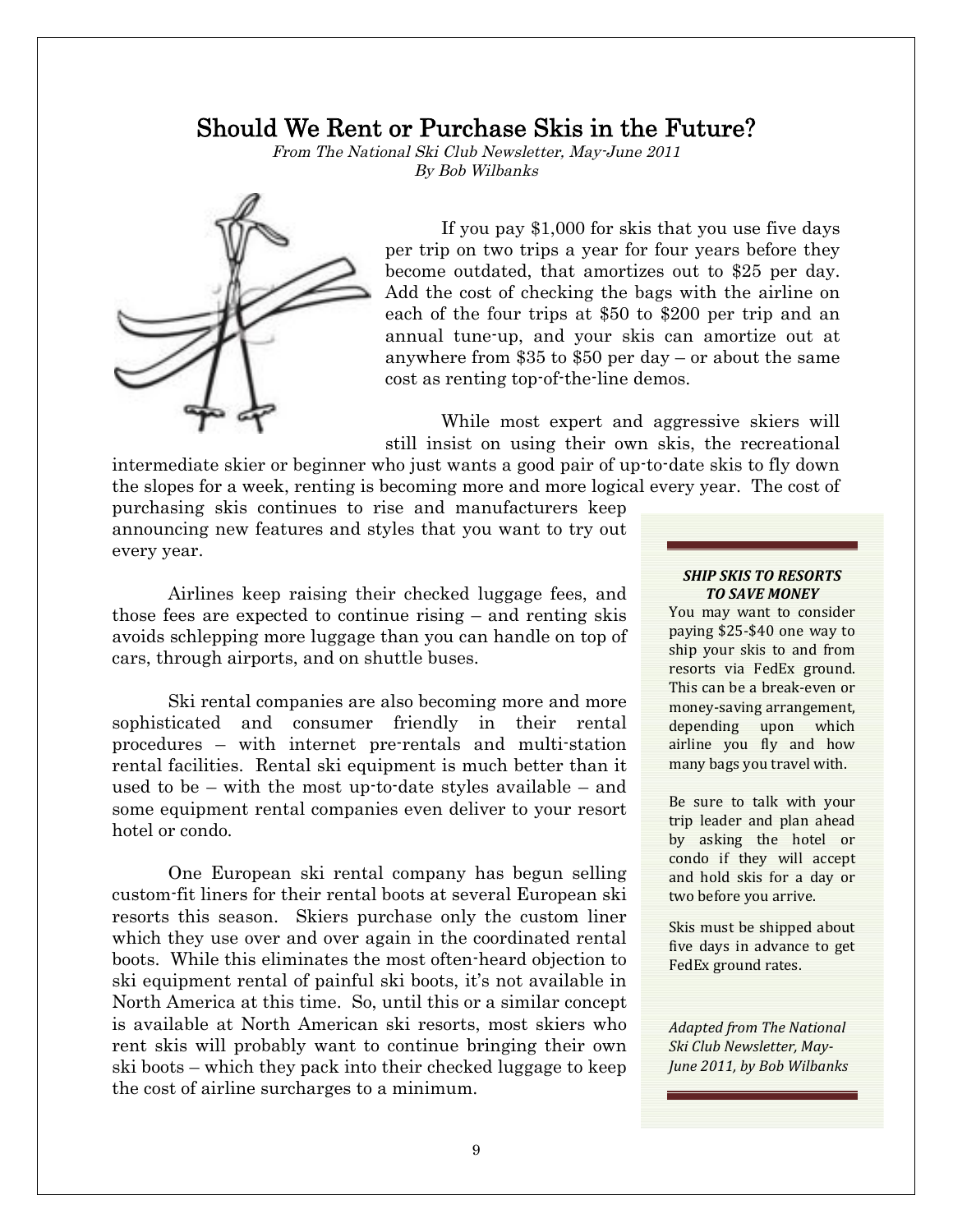# Should We Rent or Purchase Skis in the Future?

*From The National Ski Club Newsletter, May-June 2011*
*By Bob Wilbanks*

If you pay $1,000 for skis that you use five days per trip on two trips a year for four years before they become outdated, that amortizes out to $25 per day. Add the cost of checking the bags with the airline on each of the four trips at $50 to $200 per trip and an annual tune-up, and your skis can amortize out at anywhere from $35 to $50 per day – or about the same cost as renting top-of-the-line demos.

While most expert and aggressive skiers will still insist on using their own skis, the recreational intermediate skier or beginner who just wants a good pair of up-to-date skis to fly down the slopes for a week, renting is becoming more and more logical every year. The cost of purchasing skis continues to rise and manufacturers keep announcing new features and styles that you want to try out every year.

Airlines keep raising their checked luggage fees, and those fees are expected to continue rising – and renting skis avoids schlepping more luggage than you can handle on top of cars, through airports, and on shuttle buses.

Ski rental companies are also becoming more and more sophisticated and consumer friendly in their rental procedures – with internet pre-rentals and multi-station rental facilities. Rental ski equipment is much better than it used to be – with the most up-to-date styles available – and some equipment rental companies even deliver to your resort hotel or condo.

One European ski rental company has begun selling custom-fit liners for their rental boots at several European ski resorts this season. Skiers purchase only the custom liner which they use over and over again in the coordinated rental boots. While this eliminates the most often-heard objection to ski equipment rental of painful ski boots, it's not available in North America at this time. So, until this or a similar concept is available at North American ski resorts, most skiers who rent skis will probably want to continue bringing their own ski boots – which they pack into their checked luggage to keep the cost of airline surcharges to a minimum.

***SHIP SKIS TO RESORTS TO SAVE MONEY***

You may want to consider paying $25-$40 one way to ship your skis to and from resorts via FedEx ground. This can be a break-even or money-saving arrangement, depending upon which airline you fly and how many bags you travel with.

Be sure to talk with your trip leader and plan ahead by asking the hotel or condo if they will accept and hold skis for a day or two before you arrive.

Skis must be shipped about five days in advance to get FedEx ground rates.

*Adapted from The National Ski Club Newsletter, May-June 2011, by Bob Wilbanks*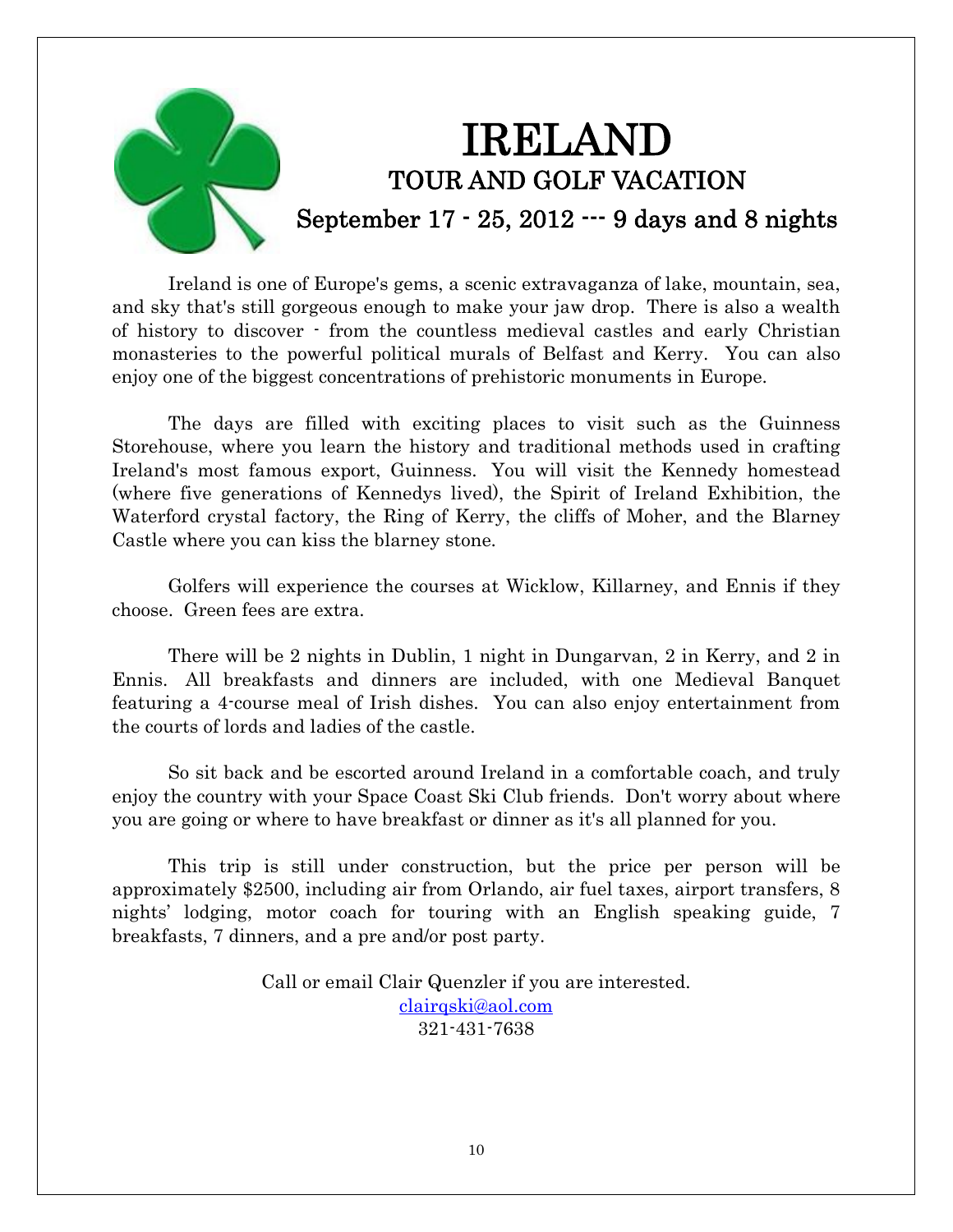# IRELAND

## TOUR AND GOLF VACATION

### September 17 - 25, 2012 --- 9 days and 8 nights

Ireland is one of Europe's gems, a scenic extravaganza of lake, mountain, sea, and sky that's still gorgeous enough to make your jaw drop. There is also a wealth of history to discover - from the countless medieval castles and early Christian monasteries to the powerful political murals of Belfast and Kerry. You can also enjoy one of the biggest concentrations of prehistoric monuments in Europe.

The days are filled with exciting places to visit such as the Guinness Storehouse, where you learn the history and traditional methods used in crafting Ireland's most famous export, Guinness. You will visit the Kennedy homestead (where five generations of Kennedys lived), the Spirit of Ireland Exhibition, the Waterford crystal factory, the Ring of Kerry, the cliffs of Moher, and the Blarney Castle where you can kiss the blarney stone.

Golfers will experience the courses at Wicklow, Killarney, and Ennis if they choose. Green fees are extra.

There will be 2 nights in Dublin, 1 night in Dungarvan, 2 in Kerry, and 2 in Ennis. All breakfasts and dinners are included, with one Medieval Banquet featuring a 4-course meal of Irish dishes. You can also enjoy entertainment from the courts of lords and ladies of the castle.

So sit back and be escorted around Ireland in a comfortable coach, and truly enjoy the country with your Space Coast Ski Club friends. Don't worry about where you are going or where to have breakfast or dinner as it's all planned for you.

This trip is still under construction, but the price per person will be approximately $2500, including air from Orlando, air fuel taxes, airport transfers, 8 nights' lodging, motor coach for touring with an English speaking guide, 7 breakfasts, 7 dinners, and a pre and/or post party.

Call or email Clair Quenzler if you are interested.
clairqski@aol.com
321-431-7638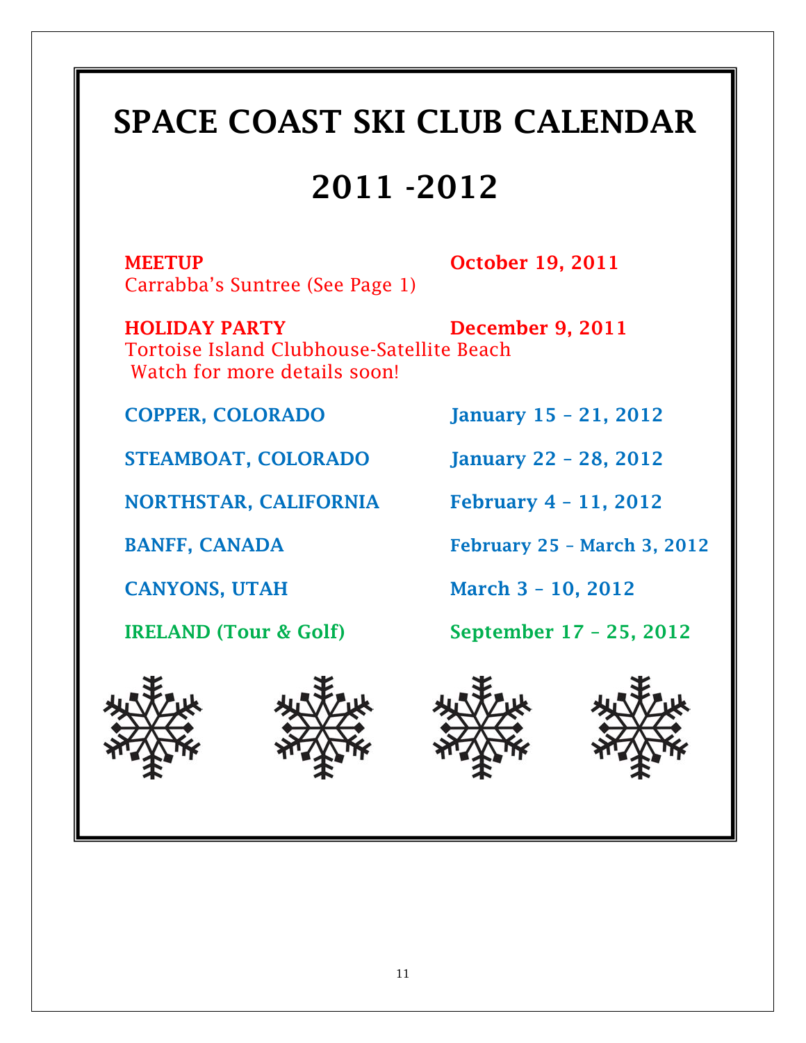# SPACE COAST SKI CLUB CALENDAR

# 2011 -2012

**MEETUP** **October 19, 2011**
Carrabba's Suntree (See Page 1)

**HOLIDAY PARTY** **December 9, 2011**
Tortoise Island Clubhouse-Satellite Beach
Watch for more details soon!

**COPPER, COLORADO** **January 15 – 21, 2012**

**STEAMBOAT, COLORADO** **January 22 – 28, 2012**

**NORTHSTAR, CALIFORNIA** **February 4 – 11, 2012**

**BANFF, CANADA** **February 25 – March 3, 2012**

**CANYONS, UTAH** **March 3 – 10, 2012**

**IRELAND (Tour & Golf)** **September 17 – 25, 2012**